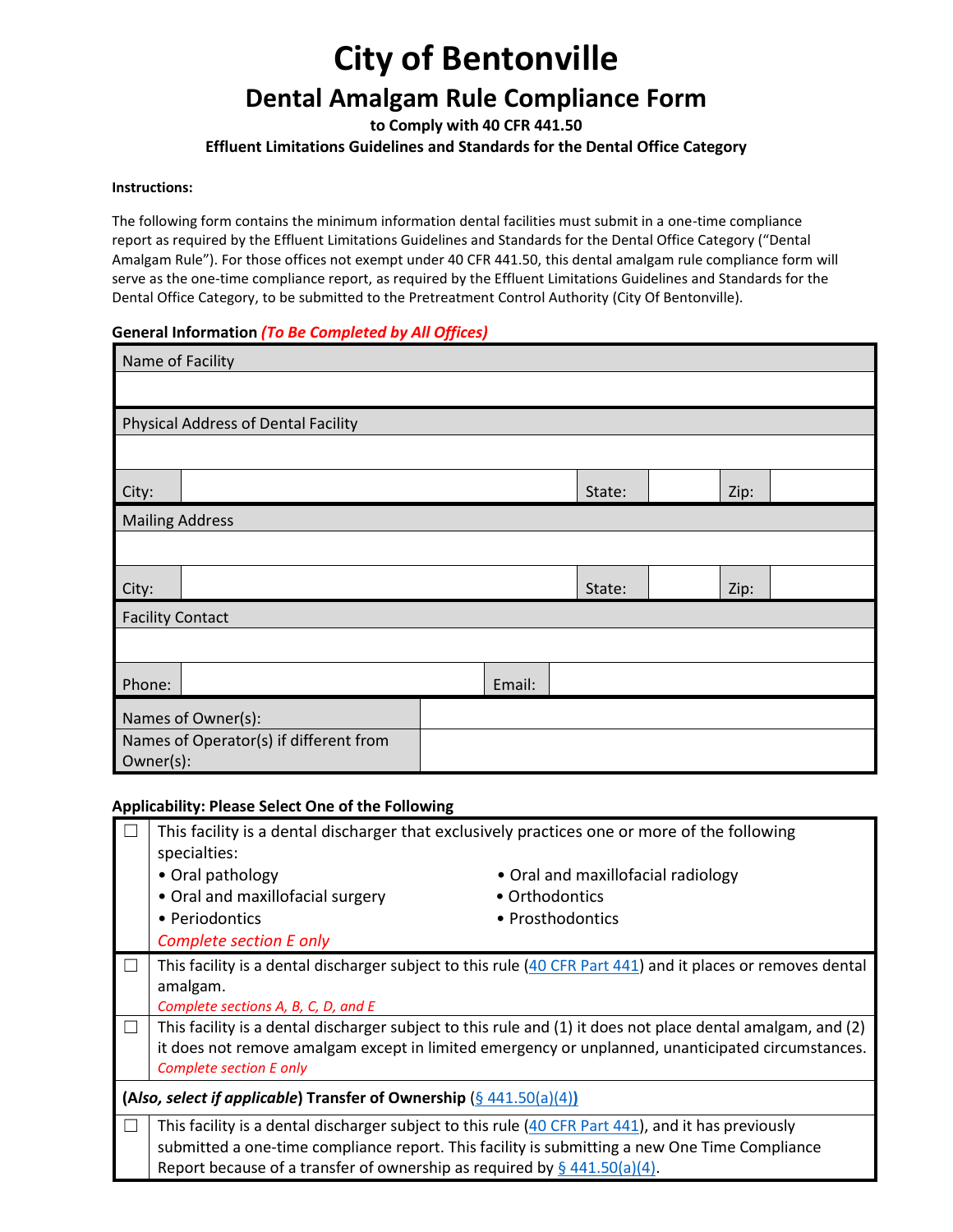# City of Bentonville

## Dental Amalgam Rule Compliance Form

**to Comply with 40 CFR 441.50**

**Effluent Limitations Guidelines and Standards for the Dental Office Category**

**Instructions:**

The following form contains the minimum information dental facilities must submit in a one-time compliance report as required by the Effluent Limitations Guidelines and Standards for the Dental Office Category ("Dental Amalgam Rule"). For those offices not exempt under 40 CFR 441.50, this dental amalgam rule compliance form will serve as the one-time compliance report, as required by the Effluent Limitations Guidelines and Standards for the Dental Office Category, to be submitted to the Pretreatment Control Authority (City Of Bentonville).

**General Information *(To Be Completed by All Offices)***

| Name of Facility | | | | | |
|---|---|---|---|---|---|
| | | | | | |
| **Physical Address of Dental Facility** | | | | | |
| | | | | | |
| City: | | State: | | Zip: | |
| **Mailing Address** | | | | | |
| | | | | | |
| City: | | State: | | Zip: | |
| **Facility Contact** | | | | | |
| | | | | | |
| Phone: | | Email: | | | |
| Names of Owner(s): | | | | | |
| Names of Operator(s) if different from Owner(s): | | | | | |

**Applicability: Please Select One of the Following**

| | |
|---|---|
| ☐ | This facility is a dental discharger that exclusively practices one or more of the following specialties:<br>• Oral pathology<br>• Oral and maxillofacial surgery<br>• Periodontics<br>• Oral and maxillofacial radiology<br>• Orthodontics<br>• Prosthodontics<br>*Complete section E only* |
| ☐ | This facility is a dental discharger subject to this rule (40 CFR Part 441) and it places or removes dental amalgam.<br>*Complete sections A, B, C, D, and E* |
| ☐ | This facility is a dental discharger subject to this rule and (1) it does not place dental amalgam, and (2) it does not remove amalgam except in limited emergency or unplanned, unanticipated circumstances.<br>*Complete section E only* |
| **(*Also, select if applicable*) Transfer of Ownership (§ 441.50(a)(4))** | |
| ☐ | This facility is a dental discharger subject to this rule (40 CFR Part 441), and it has previously submitted a one-time compliance report. This facility is submitting a new One Time Compliance Report because of a transfer of ownership as required by § 441.50(a)(4). |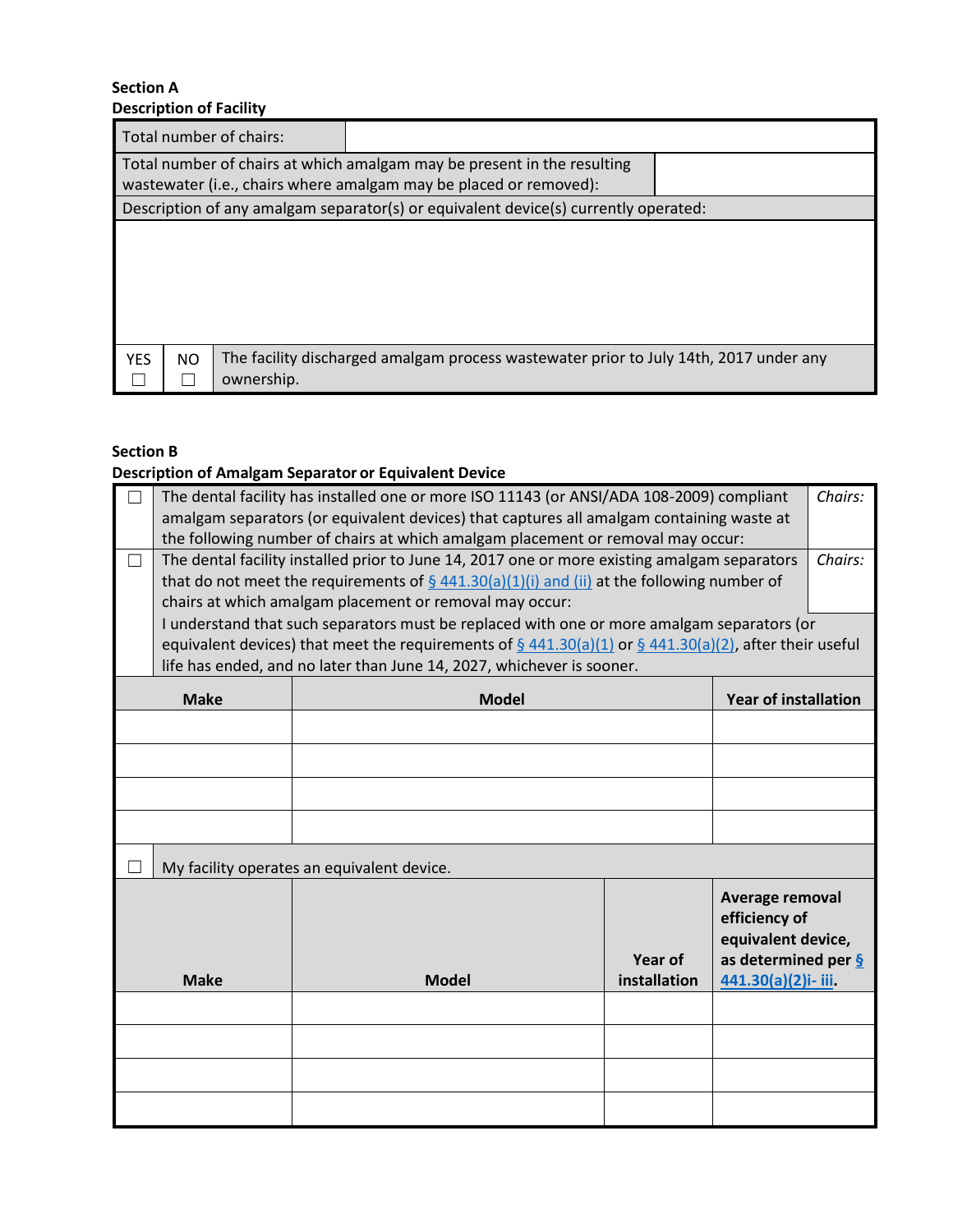**Section A**
**Description of Facility**

| Total number of chairs: | |
|---|---|
| Total number of chairs at which amalgam may be present in the resulting wastewater (i.e., chairs where amalgam may be placed or removed): | |

| Description of any amalgam separator(s) or equivalent device(s) currently operated: |
|---|
| |

| YES | NO | |
|---|---|---|
| ☐ | ☐ | The facility discharged amalgam process wastewater prior to July 14th, 2017 under any ownership. |

**Section B**
**Description of Amalgam Separator or Equivalent Device**

| | | |
|---|---|---|
| ☐ | The dental facility has installed one or more ISO 11143 (or ANSI/ADA 108-2009) compliant amalgam separators (or equivalent devices) that captures all amalgam containing waste at the following number of chairs at which amalgam placement or removal may occur: | *Chairs:* |
| ☐ | The dental facility installed prior to June 14, 2017 one or more existing amalgam separators that do not meet the requirements of § 441.30(a)(1)(i) and (ii) at the following number of chairs at which amalgam placement or removal may occur: | *Chairs:* |
| | I understand that such separators must be replaced with one or more amalgam separators (or equivalent devices) that meet the requirements of § 441.30(a)(1) or § 441.30(a)(2), after their useful life has ended, and no later than June 14, 2027, whichever is sooner. | |

| Make | Model | Year of installation |
|---|---|---|
| | | |
| | | |
| | | |
| | | |

☐ My facility operates an equivalent device.

| Make | Model | Year of installation | Average removal efficiency of equivalent device, as determined per § 441.30(a)(2)i- iii. |
|---|---|---|---|
| | | | |
| | | | |
| | | | |
| | | | |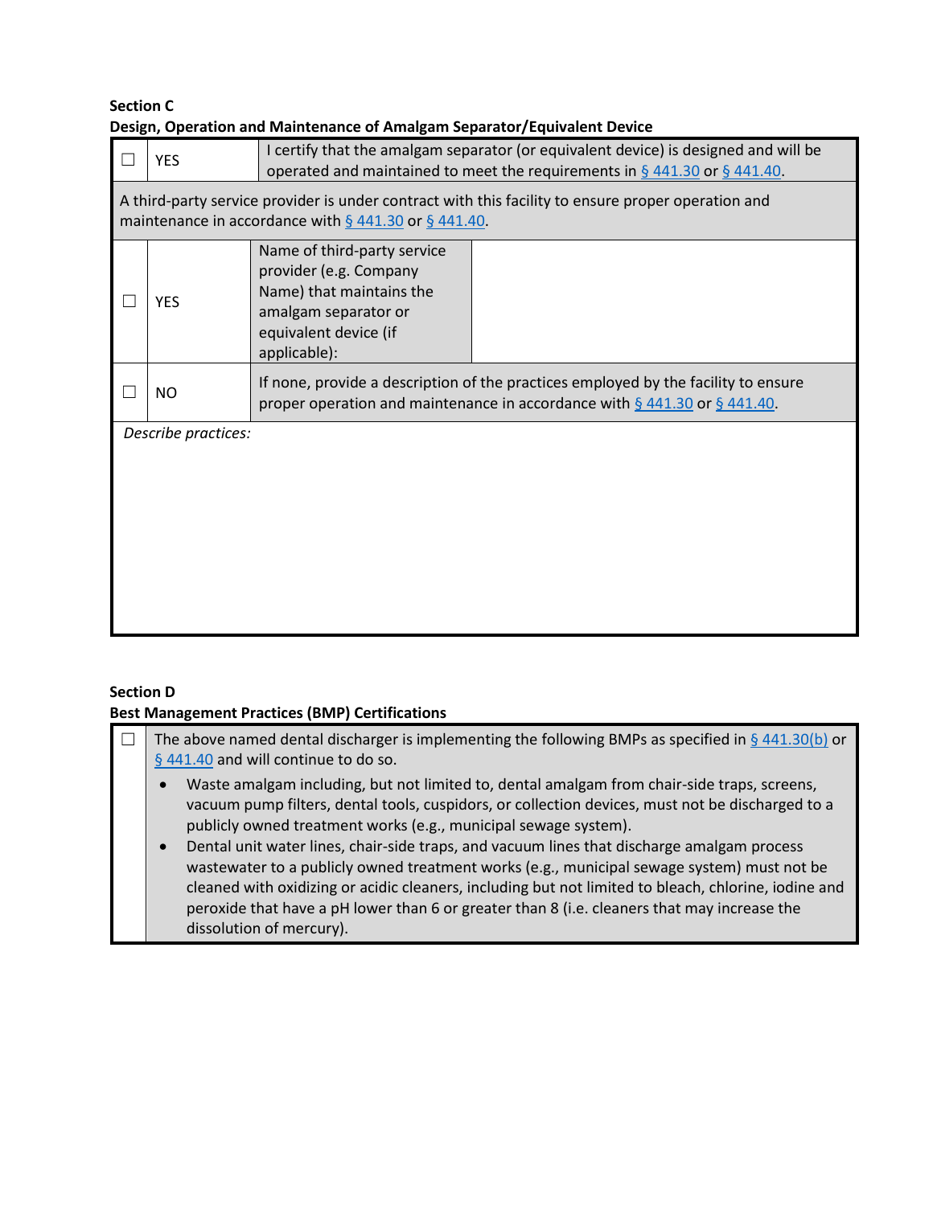**Section C**

**Design, Operation and Maintenance of Amalgam Separator/Equivalent Device**

| ☐ | YES | I certify that the amalgam separator (or equivalent device) is designed and will be operated and maintained to meet the requirements in § 441.30 or § 441.40. | |
|---|---|---|---|
| A third-party service provider is under contract with this facility to ensure proper operation and maintenance in accordance with § 441.30 or § 441.40. | | | |
| ☐ | YES | Name of third-party service provider (e.g. Company Name) that maintains the amalgam separator or equivalent device (if applicable): | |
| ☐ | NO | If none, provide a description of the practices employed by the facility to ensure proper operation and maintenance in accordance with § 441.30 or § 441.40. | |
| *Describe practices:* | | | |

**Section D**

**Best Management Practices (BMP) Certifications**

☐ The above named dental discharger is implementing the following BMPs as specified in § 441.30(b) or § 441.40 and will continue to do so.

- Waste amalgam including, but not limited to, dental amalgam from chair-side traps, screens, vacuum pump filters, dental tools, cuspidors, or collection devices, must not be discharged to a publicly owned treatment works (e.g., municipal sewage system).
- Dental unit water lines, chair-side traps, and vacuum lines that discharge amalgam process wastewater to a publicly owned treatment works (e.g., municipal sewage system) must not be cleaned with oxidizing or acidic cleaners, including but not limited to bleach, chlorine, iodine and peroxide that have a pH lower than 6 or greater than 8 (i.e. cleaners that may increase the dissolution of mercury).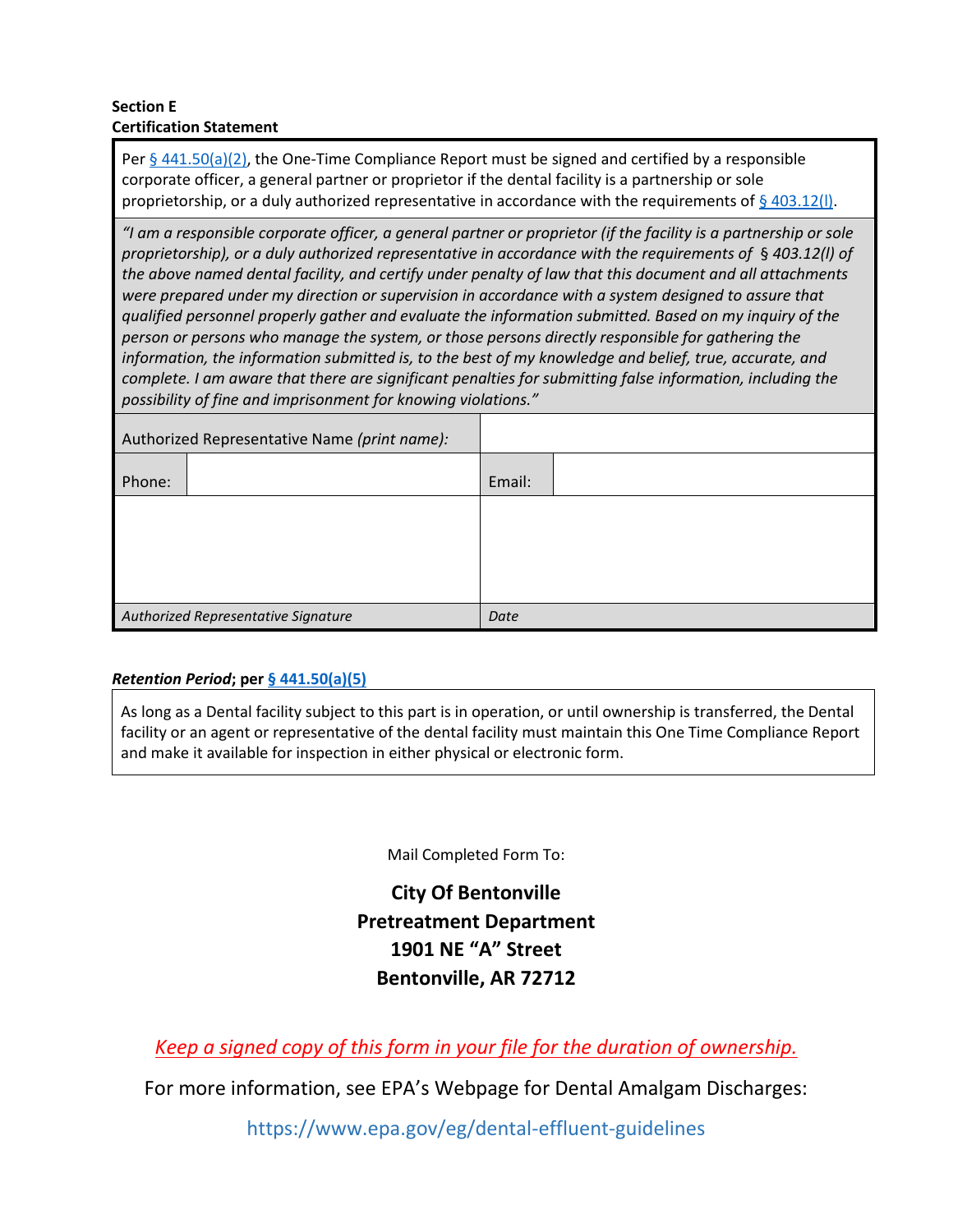**Section E**
**Certification Statement**

Per § 441.50(a)(2), the One-Time Compliance Report must be signed and certified by a responsible corporate officer, a general partner or proprietor if the dental facility is a partnership or sole proprietorship, or a duly authorized representative in accordance with the requirements of § 403.12(l).

*"I am a responsible corporate officer, a general partner or proprietor (if the facility is a partnership or sole proprietorship), or a duly authorized representative in accordance with the requirements of § 403.12(l) of the above named dental facility, and certify under penalty of law that this document and all attachments were prepared under my direction or supervision in accordance with a system designed to assure that qualified personnel properly gather and evaluate the information submitted. Based on my inquiry of the person or persons who manage the system, or those persons directly responsible for gathering the information, the information submitted is, to the best of my knowledge and belief, true, accurate, and complete. I am aware that there are significant penalties for submitting false information, including the possibility of fine and imprisonment for knowing violations."*

| | | | |
|---|---|---|---|
| Authorized Representative Name *(print name)*: | | | |
| Phone: | | Email: | |
| | | | |
| *Authorized Representative Signature* | | *Date* | |

***Retention Period*; per § 441.50(a)(5)**

As long as a Dental facility subject to this part is in operation, or until ownership is transferred, the Dental facility or an agent or representative of the dental facility must maintain this One Time Compliance Report and make it available for inspection in either physical or electronic form.

Mail Completed Form To:

**City Of Bentonville**
**Pretreatment Department**
**1901 NE "A" Street**
**Bentonville, AR 72712**

*Keep a signed copy of this form in your file for the duration of ownership.*

For more information, see EPA's Webpage for Dental Amalgam Discharges:

https://www.epa.gov/eg/dental-effluent-guidelines